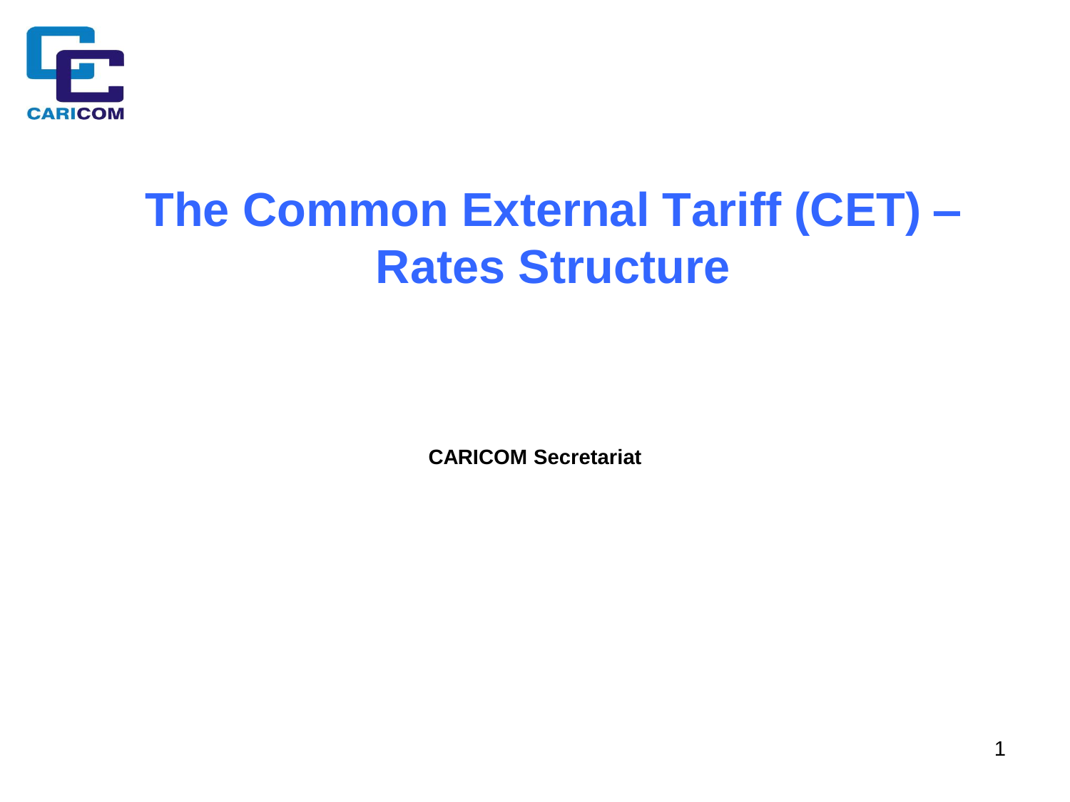# The Common External Tariff (CET) – Rates Structure

**CARICOM Secretariat**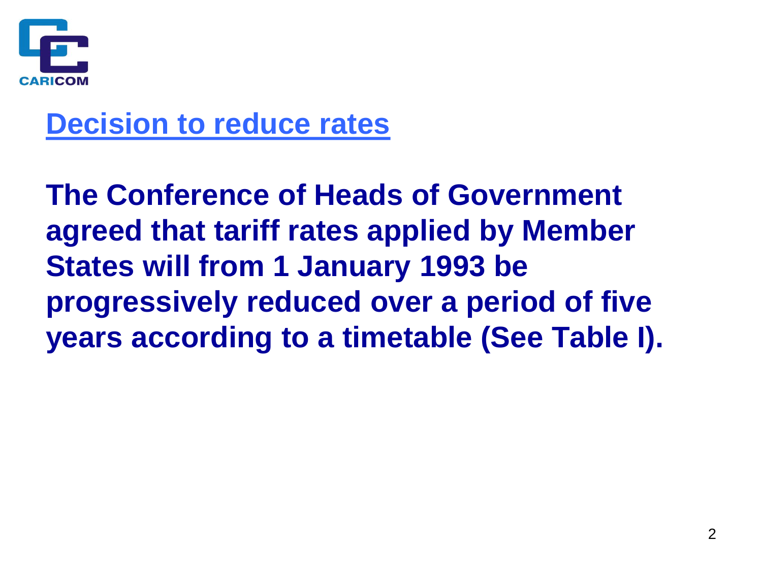## Decision to reduce rates

**The Conference of Heads of Government agreed that tariff rates applied by Member States will from 1 January 1993 be progressively reduced over a period of five years according to a timetable (See Table I).**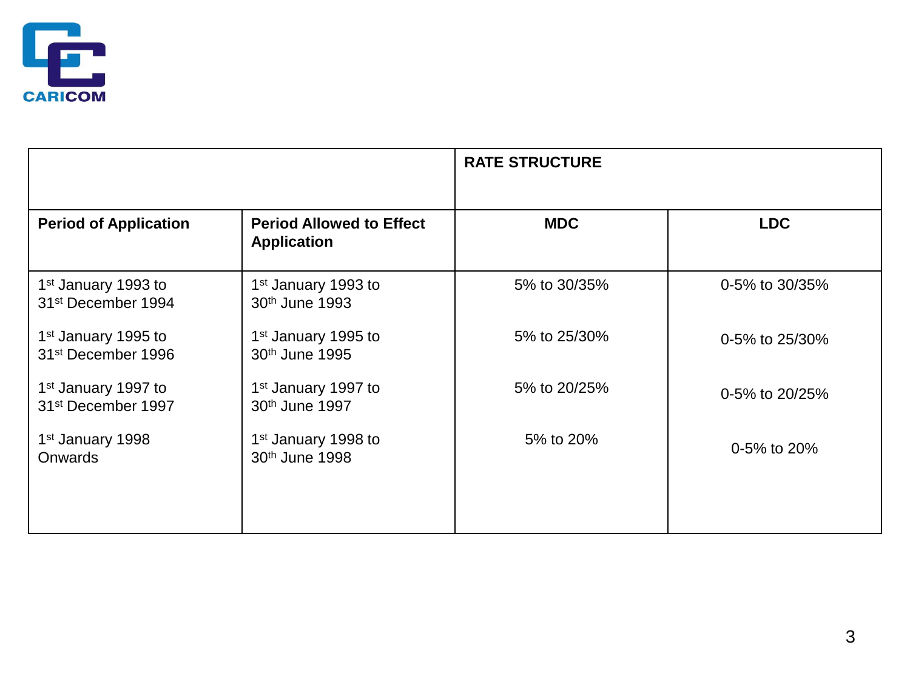| | | RATE STRUCTURE | |
|---|---|---|---|
| **Period of Application** | **Period Allowed to Effect Application** | **MDC** | **LDC** |
| 1st January 1993 to 31st December 1994 | 1st January 1993 to 30th June 1993 | 5% to 30/35% | 0-5% to 30/35% |
| 1st January 1995 to 31st December 1996 | 1st January 1995 to 30th June 1995 | 5% to 25/30% | 0-5% to 25/30% |
| 1st January 1997 to 31st December 1997 | 1st January 1997 to 30th June 1997 | 5% to 20/25% | 0-5% to 20/25% |
| 1st January 1998 Onwards | 1st January 1998 to 30th June 1998 | 5% to 20% | 0-5% to 20% |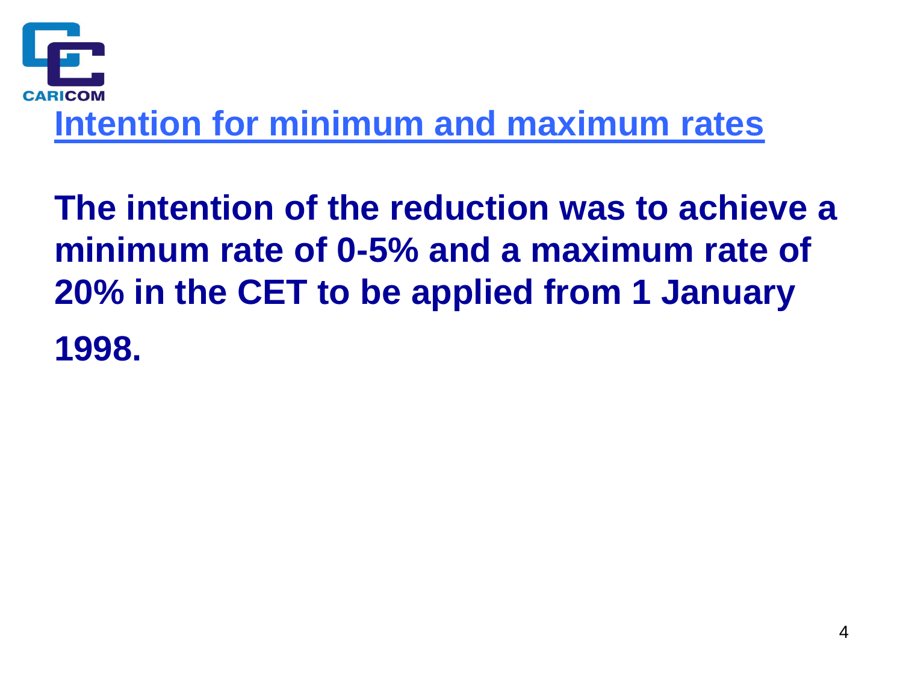## Intention for minimum and maximum rates

**The intention of the reduction was to achieve a minimum rate of 0-5% and a maximum rate of 20% in the CET to be applied from 1 January 1998.**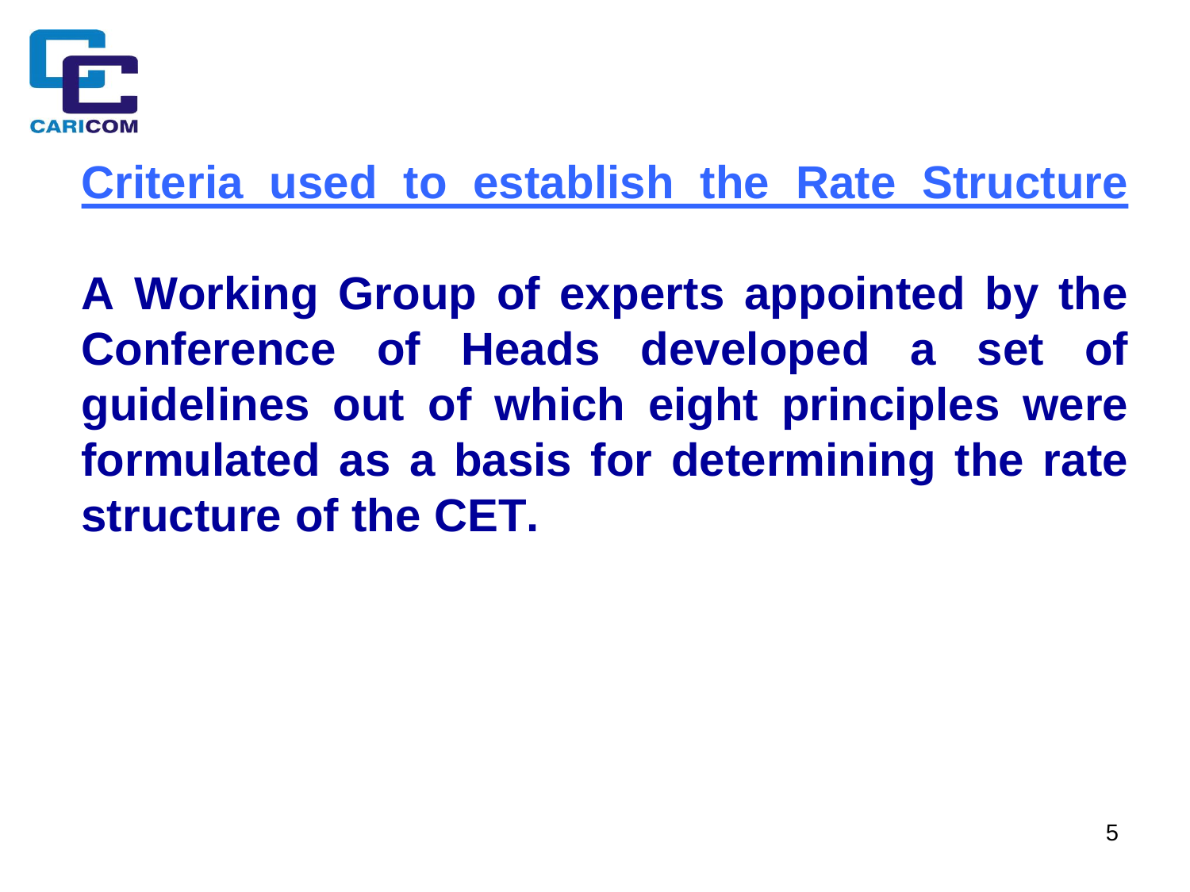## Criteria used to establish the Rate Structure

**A Working Group of experts appointed by the Conference of Heads developed a set of guidelines out of which eight principles were formulated as a basis for determining the rate structure of the CET.**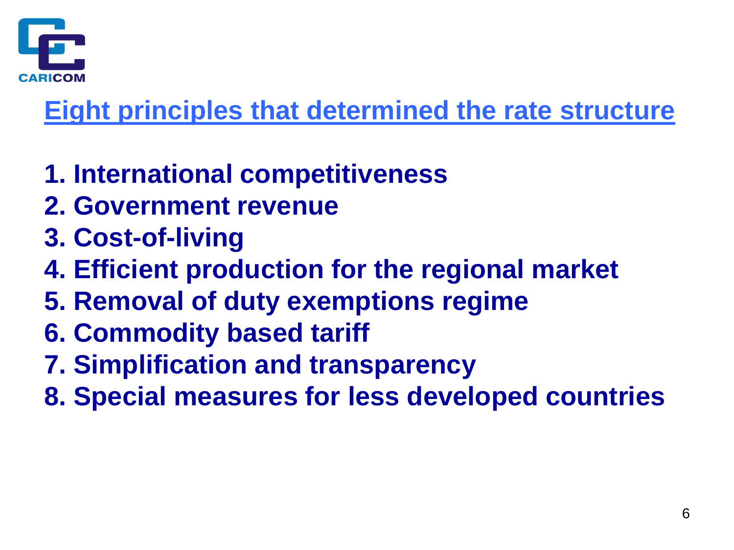## Eight principles that determined the rate structure

1. International competitiveness
2. Government revenue
3. Cost-of-living
4. Efficient production for the regional market
5. Removal of duty exemptions regime
6. Commodity based tariff
7. Simplification and transparency
8. Special measures for less developed countries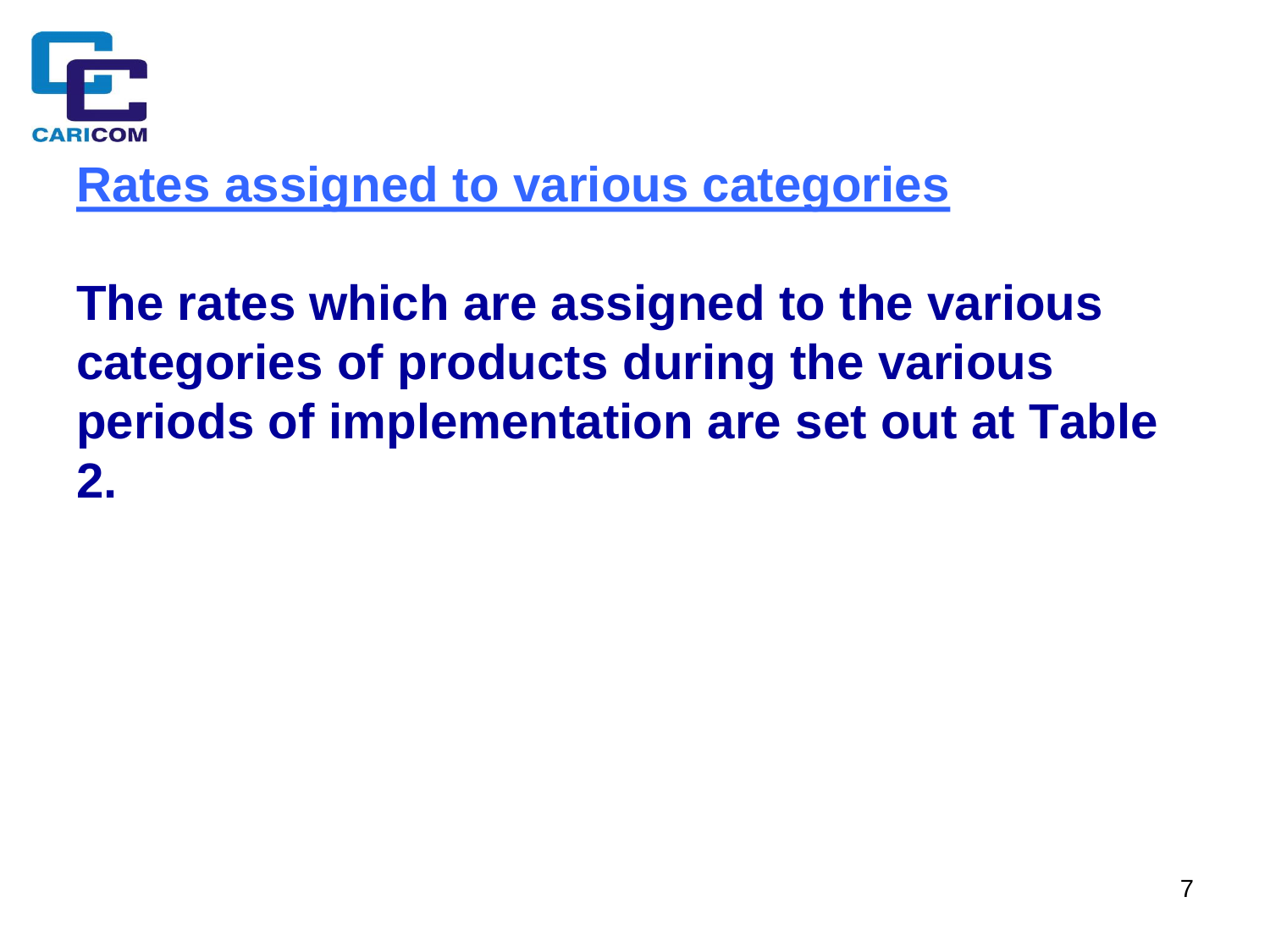## Rates assigned to various categories

**The rates which are assigned to the various categories of products during the various periods of implementation are set out at Table 2.**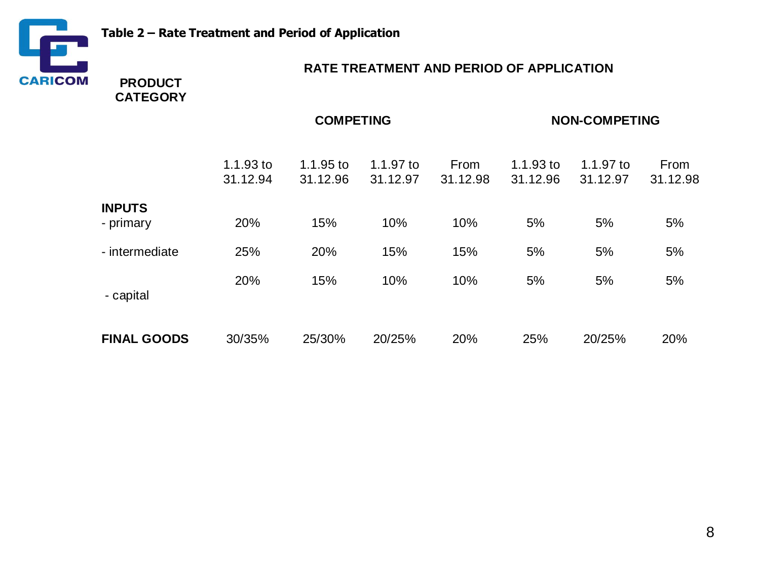**Table 2 – Rate Treatment and Period of Application**

| PRODUCT CATEGORY | RATE TREATMENT AND PERIOD OF APPLICATION | | | | | | |
|---|---|---|---|---|---|---|---|
| | COMPETING | | | | NON-COMPETING | | |
| | 1.1.93 to 31.12.94 | 1.1.95 to 31.12.96 | 1.1.97 to 31.12.97 | From 31.12.98 | 1.1.93 to 31.12.96 | 1.1.97 to 31.12.97 | From 31.12.98 |
| **INPUTS** | | | | | | | |
| - primary | 20% | 15% | 10% | 10% | 5% | 5% | 5% |
| - intermediate | 25% | 20% | 15% | 15% | 5% | 5% | 5% |
| - capital | 20% | 15% | 10% | 10% | 5% | 5% | 5% |
| **FINAL GOODS** | 30/35% | 25/30% | 20/25% | 20% | 25% | 20/25% | 20% |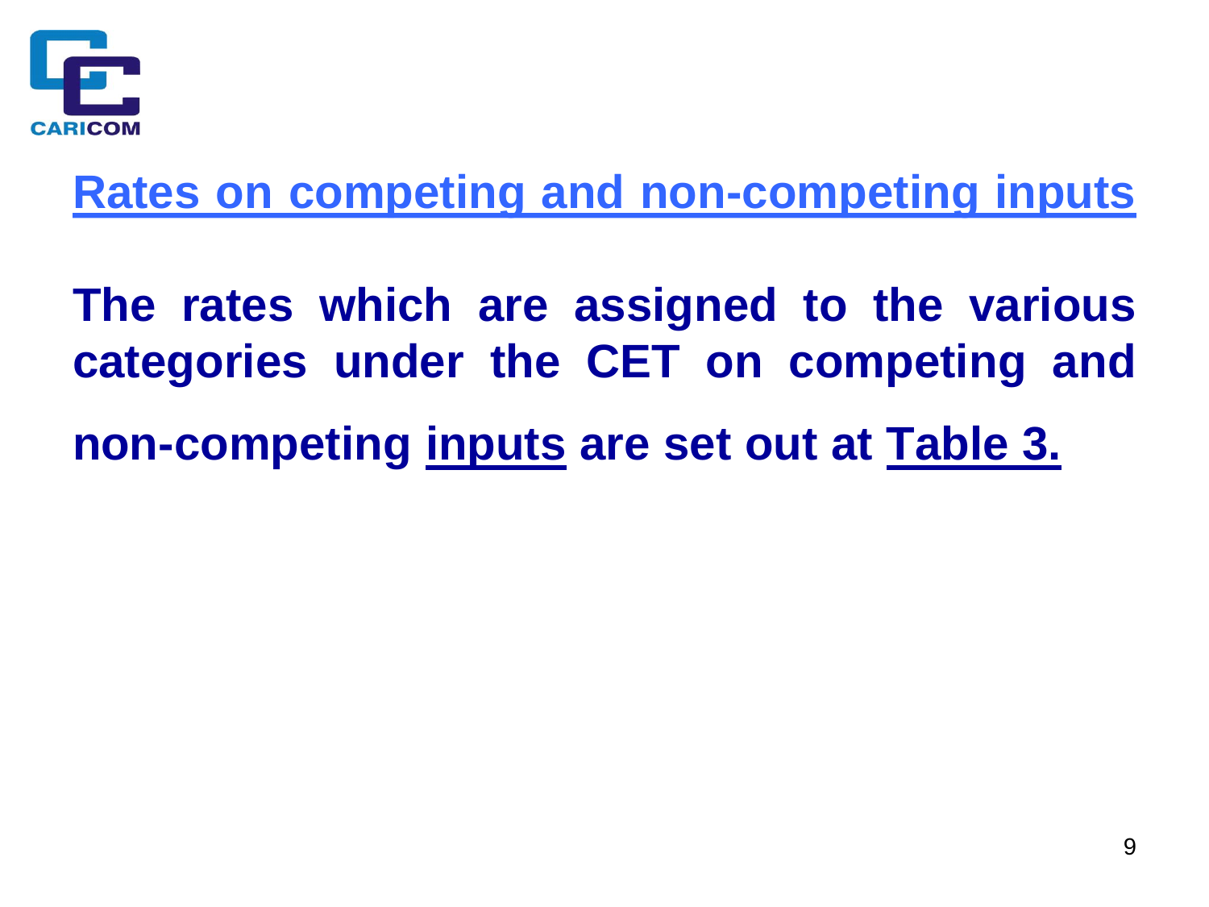## Rates on competing and non-competing inputs

**The rates which are assigned to the various categories under the CET on competing and non-competing inputs are set out at Table 3.**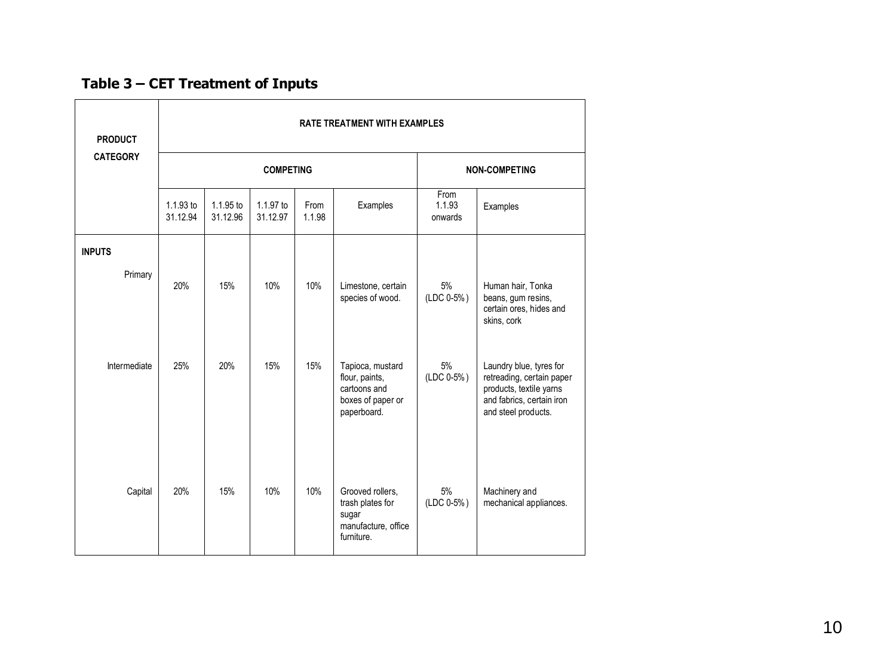**Table 3 – CET Treatment of Inputs**

| PRODUCT CATEGORY | RATE TREATMENT WITH EXAMPLES | | | | | | |
|---|---|---|---|---|---|---|---|
| | COMPETING | | | | | NON-COMPETING | |
| | 1.1.93 to 31.12.94 | 1.1.95 to 31.12.96 | 1.1.97 to 31.12.97 | From 1.1.98 | Examples | From 1.1.93 onwards | Examples |
| **INPUTS** | | | | | | | |
| Primary | 20% | 15% | 10% | 10% | Limestone, certain species of wood. | 5% (LDC 0-5%) | Human hair, Tonka beans, gum resins, certain ores, hides and skins, cork |
| Intermediate | 25% | 20% | 15% | 15% | Tapioca, mustard flour, paints, cartoons and boxes of paper or paperboard. | 5% (LDC 0-5%) | Laundry blue, tyres for retreading, certain paper products, textile yarns and fabrics, certain iron and steel products. |
| Capital | 20% | 15% | 10% | 10% | Grooved rollers, trash plates for sugar manufacture, office furniture. | 5% (LDC 0-5%) | Machinery and mechanical appliances. |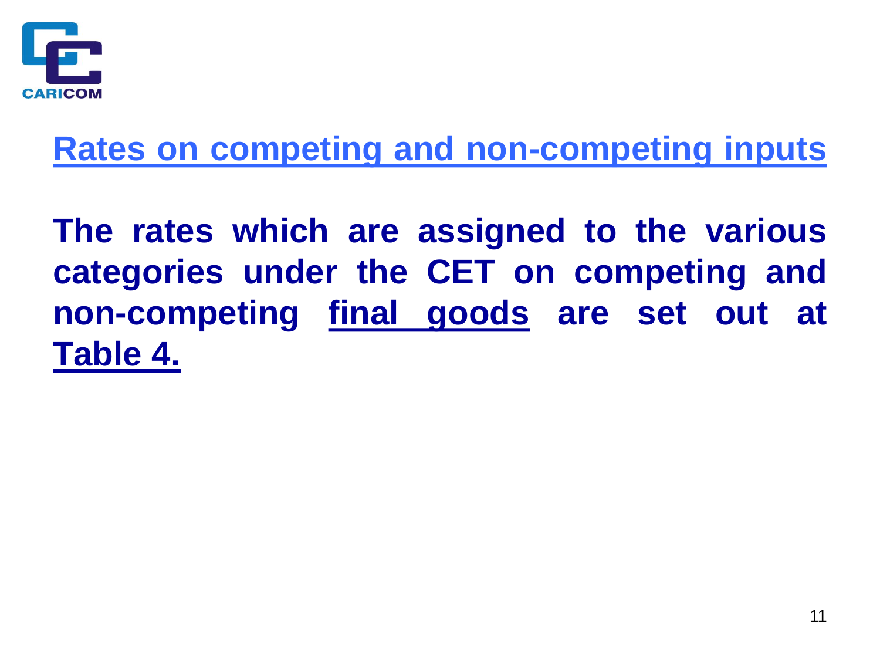## Rates on competing and non-competing inputs

**The rates which are assigned to the various categories under the CET on competing and non-competing final goods are set out at Table 4.**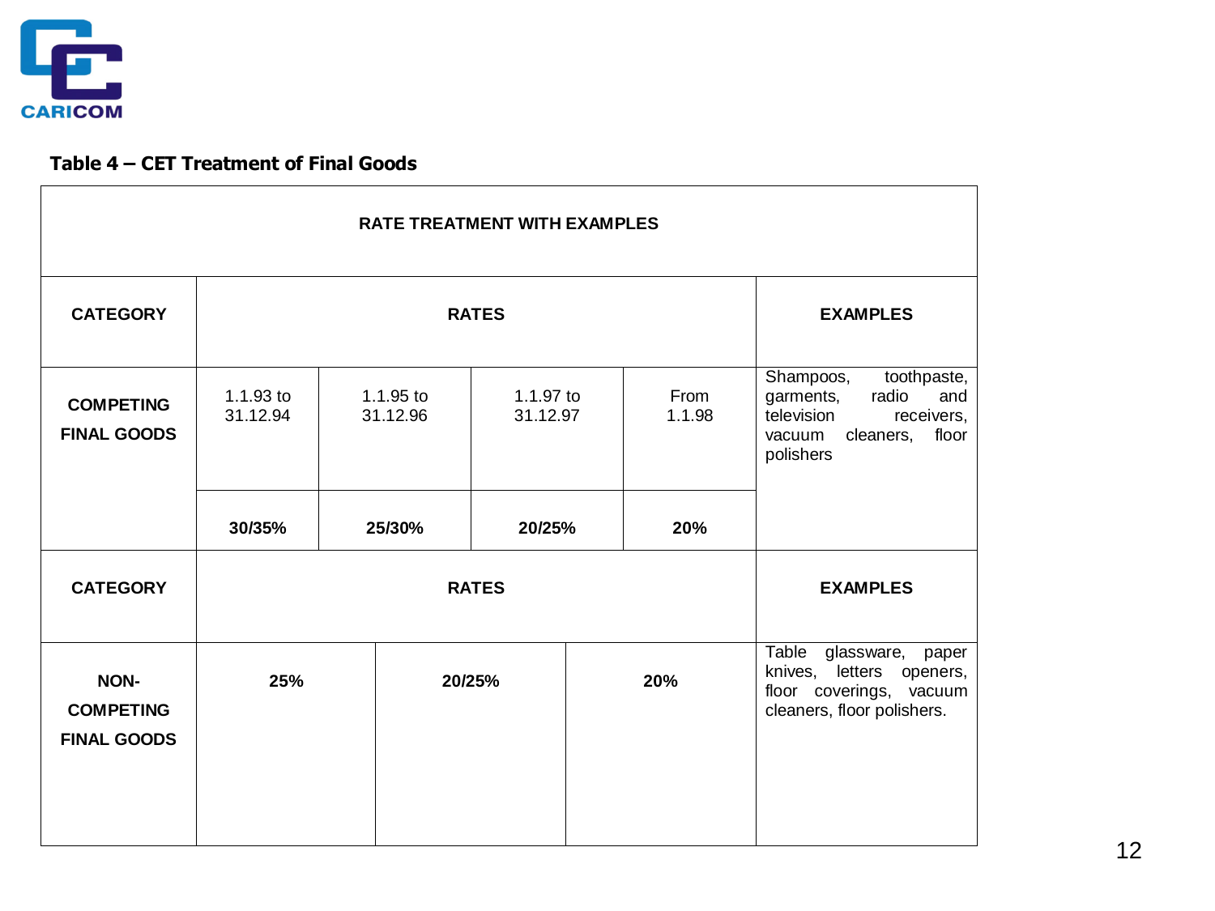**Table 4 – CET Treatment of Final Goods**

| RATE TREATMENT WITH EXAMPLES | | | | | |
|---|---|---|---|---|---|
| **CATEGORY** | **RATES** | | | | **EXAMPLES** |
| **COMPETING FINAL GOODS** | 1.1.93 to 31.12.94 | 1.1.95 to 31.12.96 | 1.1.97 to 31.12.97 | From 1.1.98 | Shampoos, toothpaste, garments, radio and television receivers, vacuum cleaners, floor polishers |
| | **30/35%** | **25/30%** | **20/25%** | **20%** | |
| **CATEGORY** | **RATES** | | | | **EXAMPLES** |
| **NON-COMPETING FINAL GOODS** | **25%** | **20/25%** | **20%** | | Table glassware, paper knives, letters openers, floor coverings, vacuum cleaners, floor polishers. |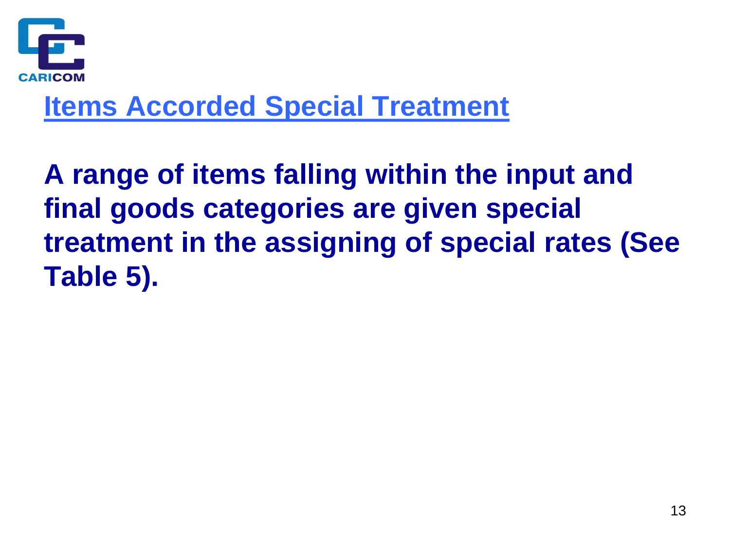## Items Accorded Special Treatment

**A range of items falling within the input and final goods categories are given special treatment in the assigning of special rates (See Table 5).**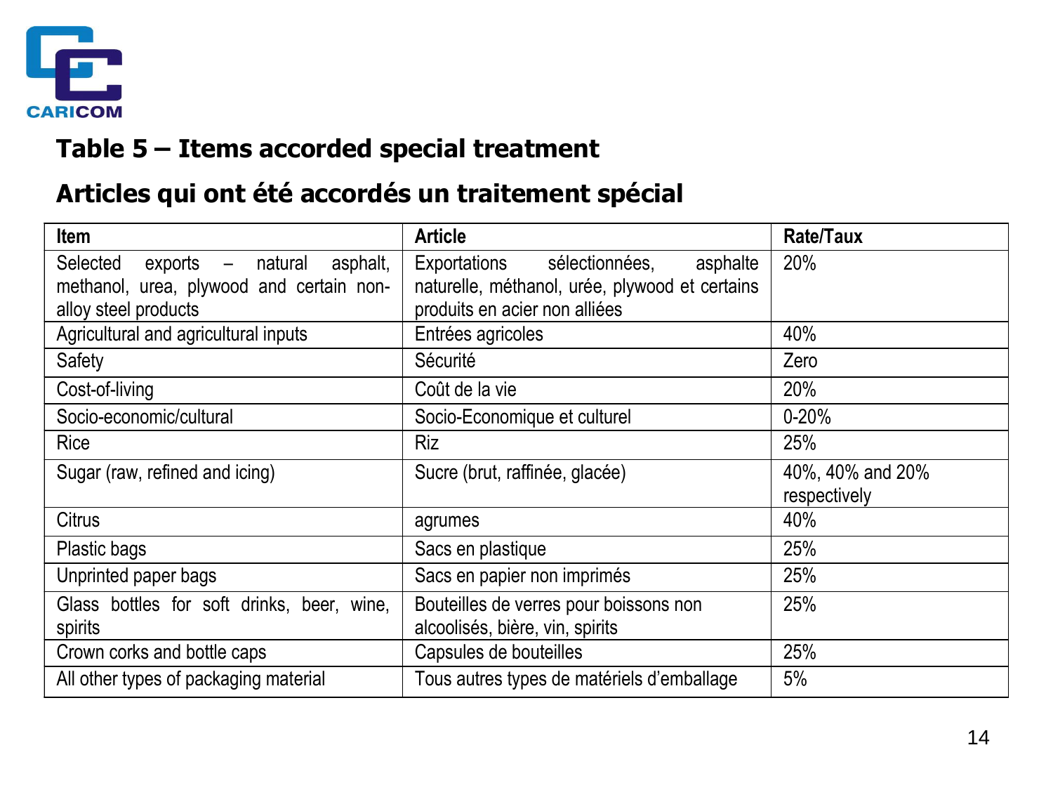## Table 5 – Items accorded special treatment

## Articles qui ont été accordés un traitement spécial

| Item | Article | Rate/Taux |
|---|---|---|
| Selected exports – natural asphalt, methanol, urea, plywood and certain non-alloy steel products | Exportations sélectionnées, asphalte naturelle, méthanol, urée, plywood et certains produits en acier non alliées | 20% |
| Agricultural and agricultural inputs | Entrées agricoles | 40% |
| Safety | Sécurité | Zero |
| Cost-of-living | Coût de la vie | 20% |
| Socio-economic/cultural | Socio-Economique et culturel | 0-20% |
| Rice | Riz | 25% |
| Sugar (raw, refined and icing) | Sucre (brut, raffinée, glacée) | 40%, 40% and 20% respectively |
| Citrus | agrumes | 40% |
| Plastic bags | Sacs en plastique | 25% |
| Unprinted paper bags | Sacs en papier non imprimés | 25% |
| Glass bottles for soft drinks, beer, wine, spirits | Bouteilles de verres pour boissons non alcoolisés, bière, vin, spirits | 25% |
| Crown corks and bottle caps | Capsules de bouteilles | 25% |
| All other types of packaging material | Tous autres types de matériels d'emballage | 5% |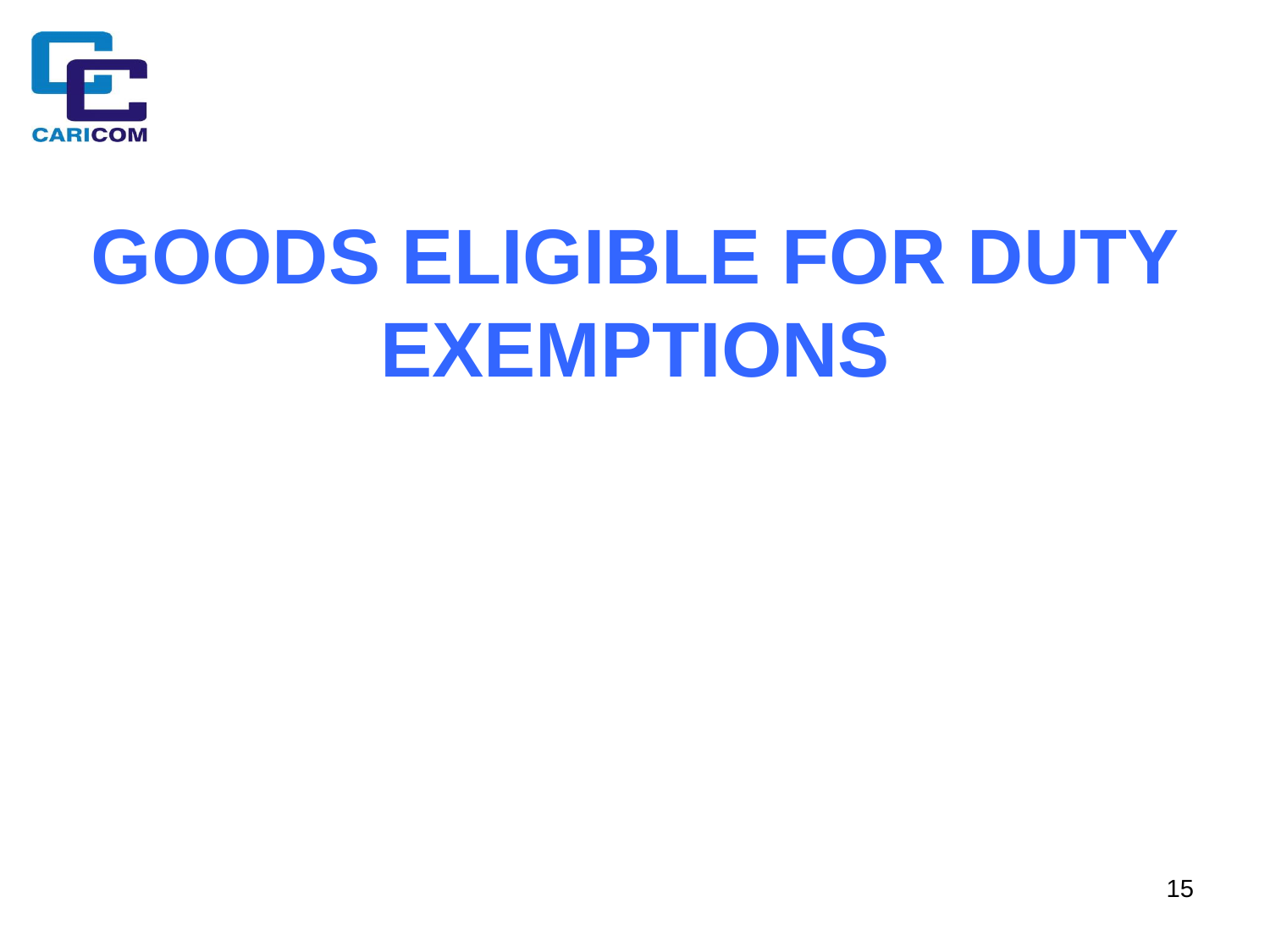# GOODS ELIGIBLE FOR DUTY EXEMPTIONS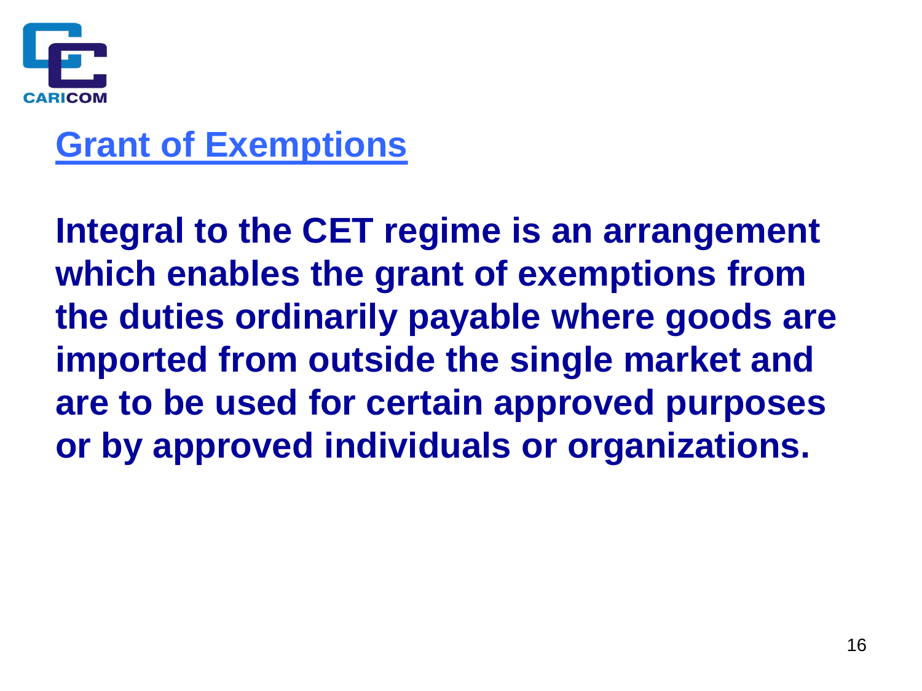## Grant of Exemptions

**Integral to the CET regime is an arrangement which enables the grant of exemptions from the duties ordinarily payable where goods are imported from outside the single market and are to be used for certain approved purposes or by approved individuals or organizations.**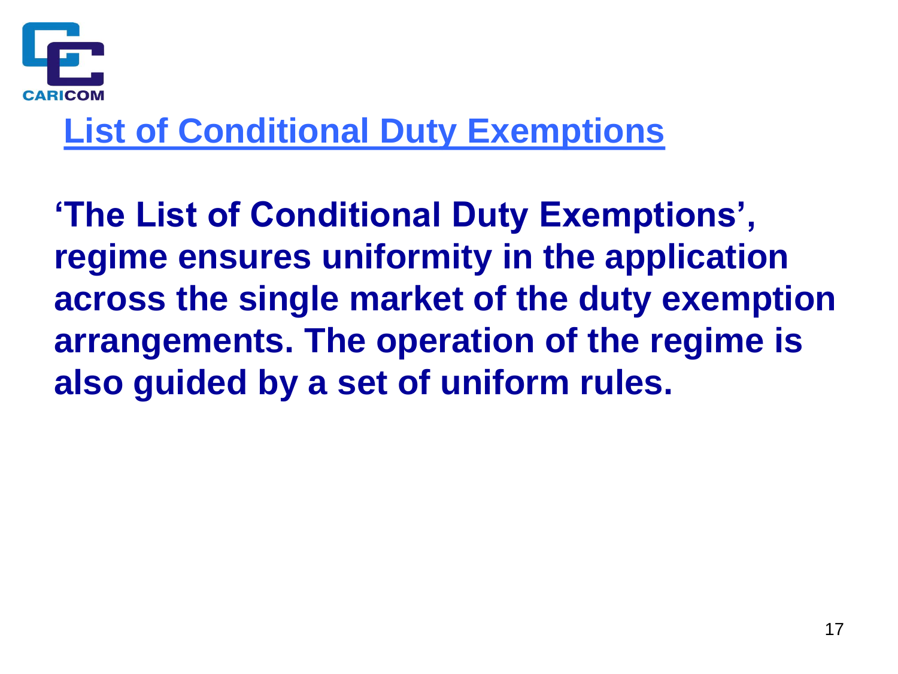## List of Conditional Duty Exemptions

**‘The List of Conditional Duty Exemptions’, regime ensures uniformity in the application across the single market of the duty exemption arrangements. The operation of the regime is also guided by a set of uniform rules.**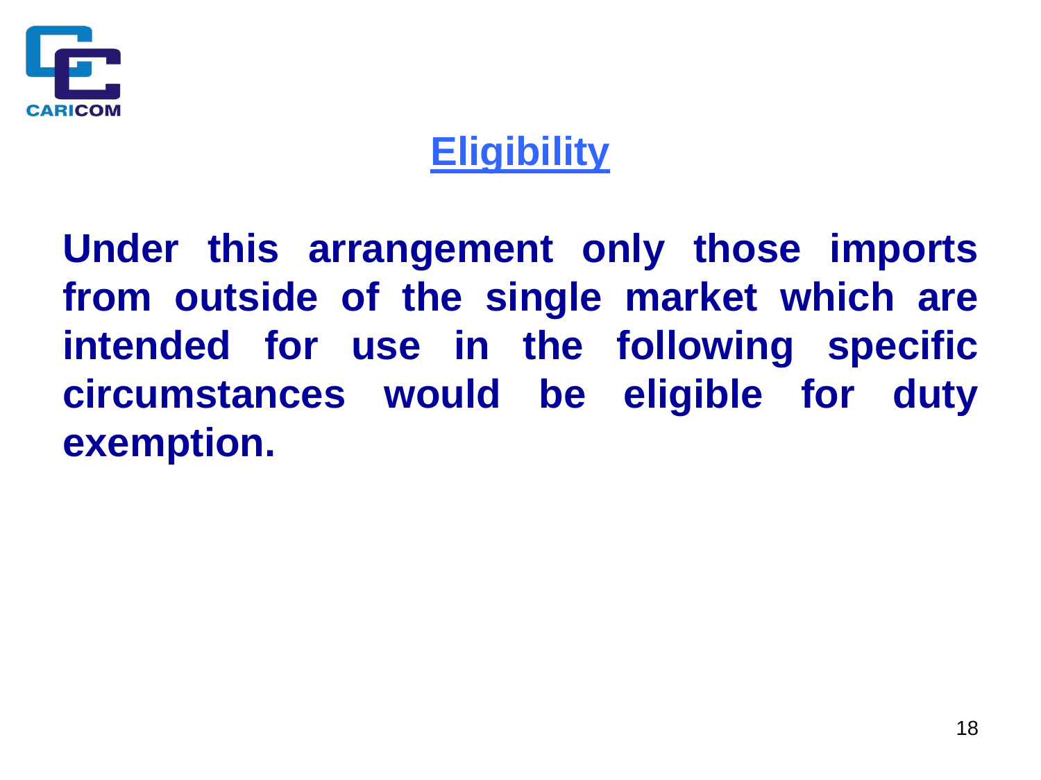# Eligibility

**Under this arrangement only those imports from outside of the single market which are intended for use in the following specific circumstances would be eligible for duty exemption.**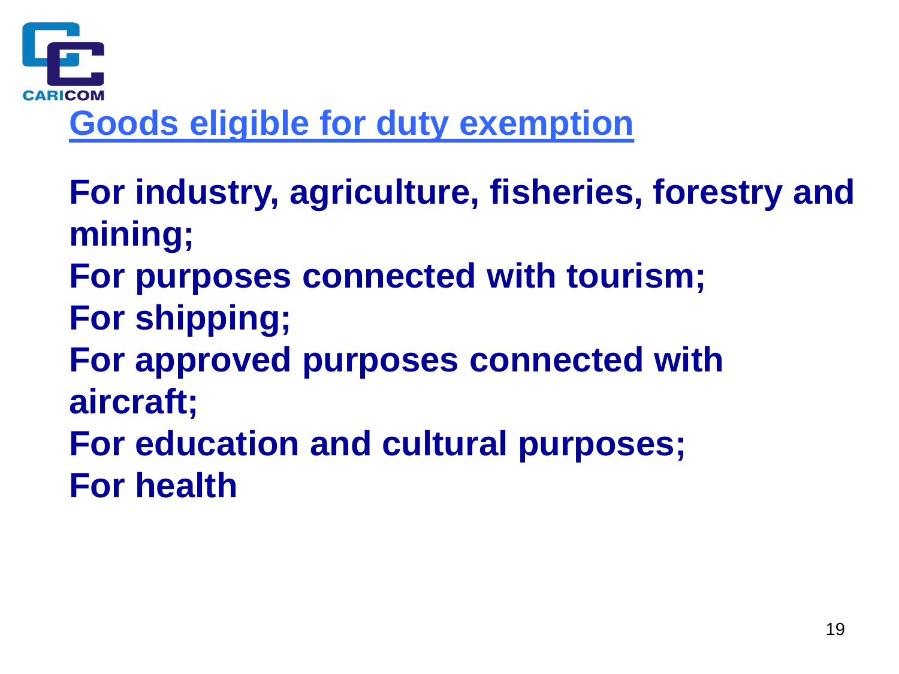## Goods eligible for duty exemption

**For industry, agriculture, fisheries, forestry and mining;**
**For purposes connected with tourism;**
**For shipping;**
**For approved purposes connected with aircraft;**
**For education and cultural purposes;**
**For health**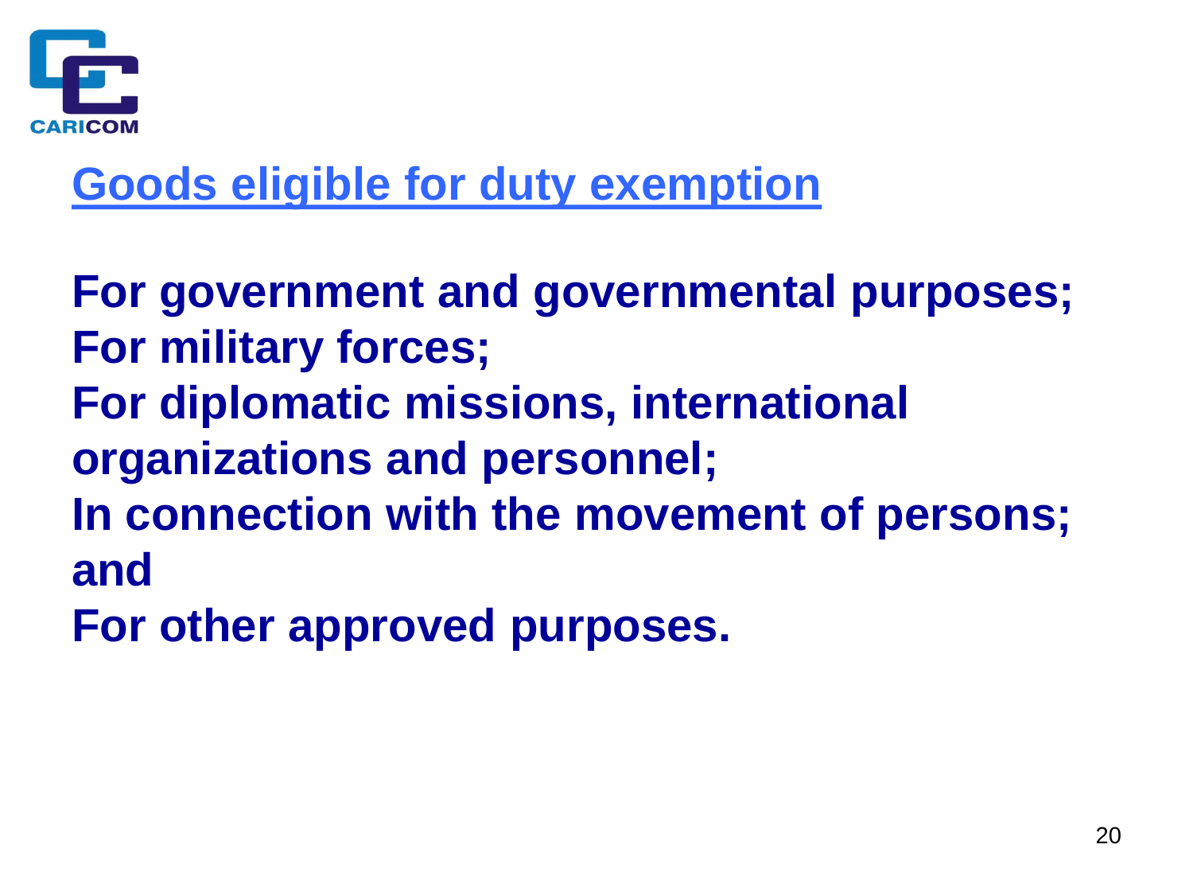## Goods eligible for duty exemption

**For government and governmental purposes;**
**For military forces;**
**For diplomatic missions, international organizations and personnel;**
**In connection with the movement of persons; and**
**For other approved purposes.**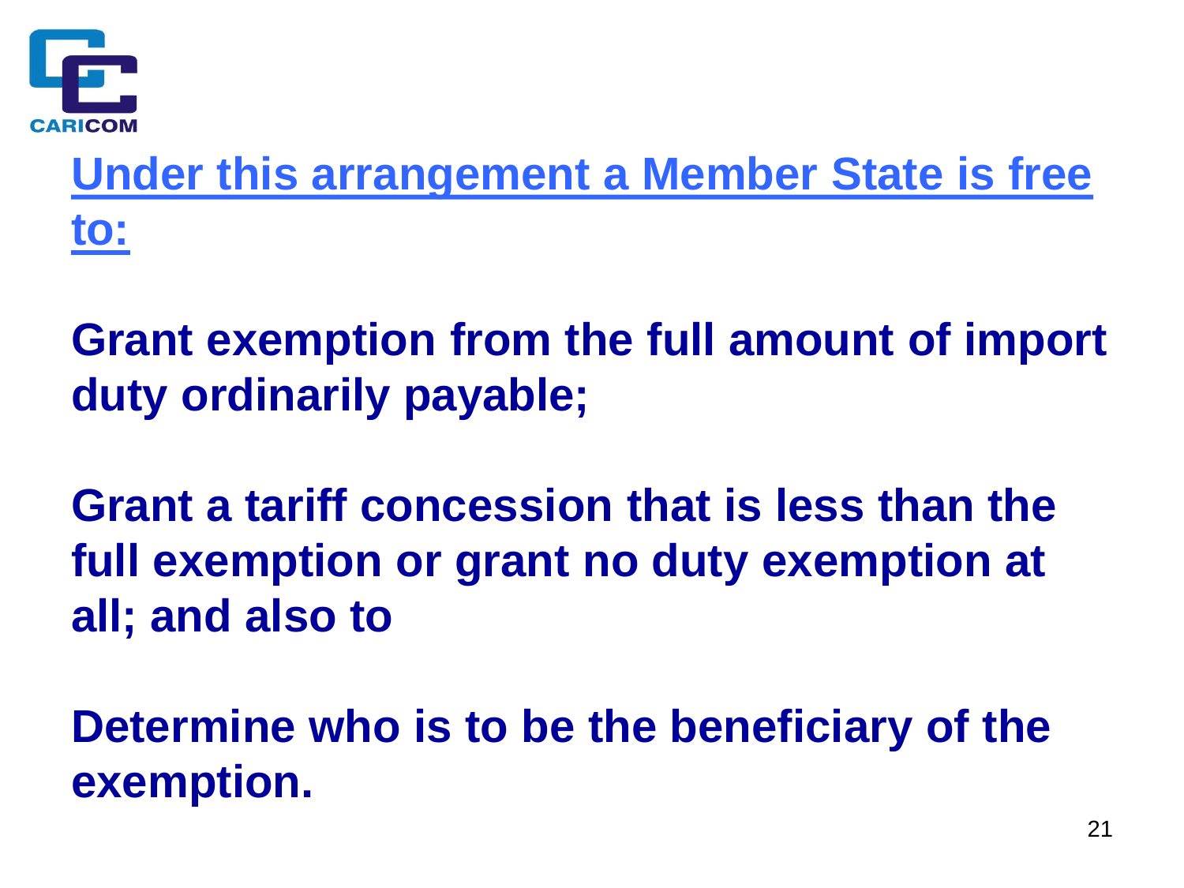## Under this arrangement a Member State is free to:

**Grant exemption from the full amount of import duty ordinarily payable;**

**Grant a tariff concession that is less than the full exemption or grant no duty exemption at all; and also to**

**Determine who is to be the beneficiary of the exemption.**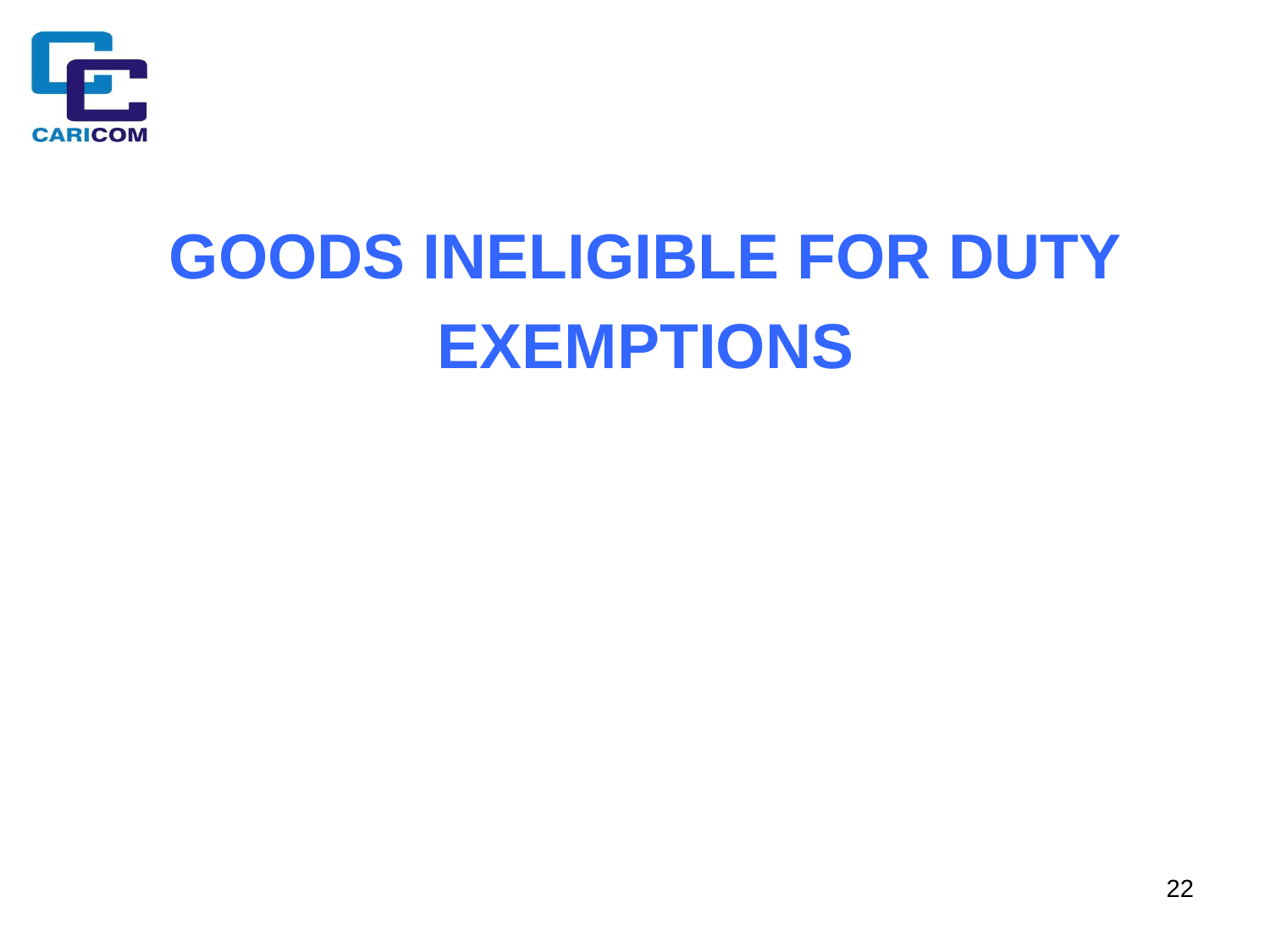# GOODS INELIGIBLE FOR DUTY EXEMPTIONS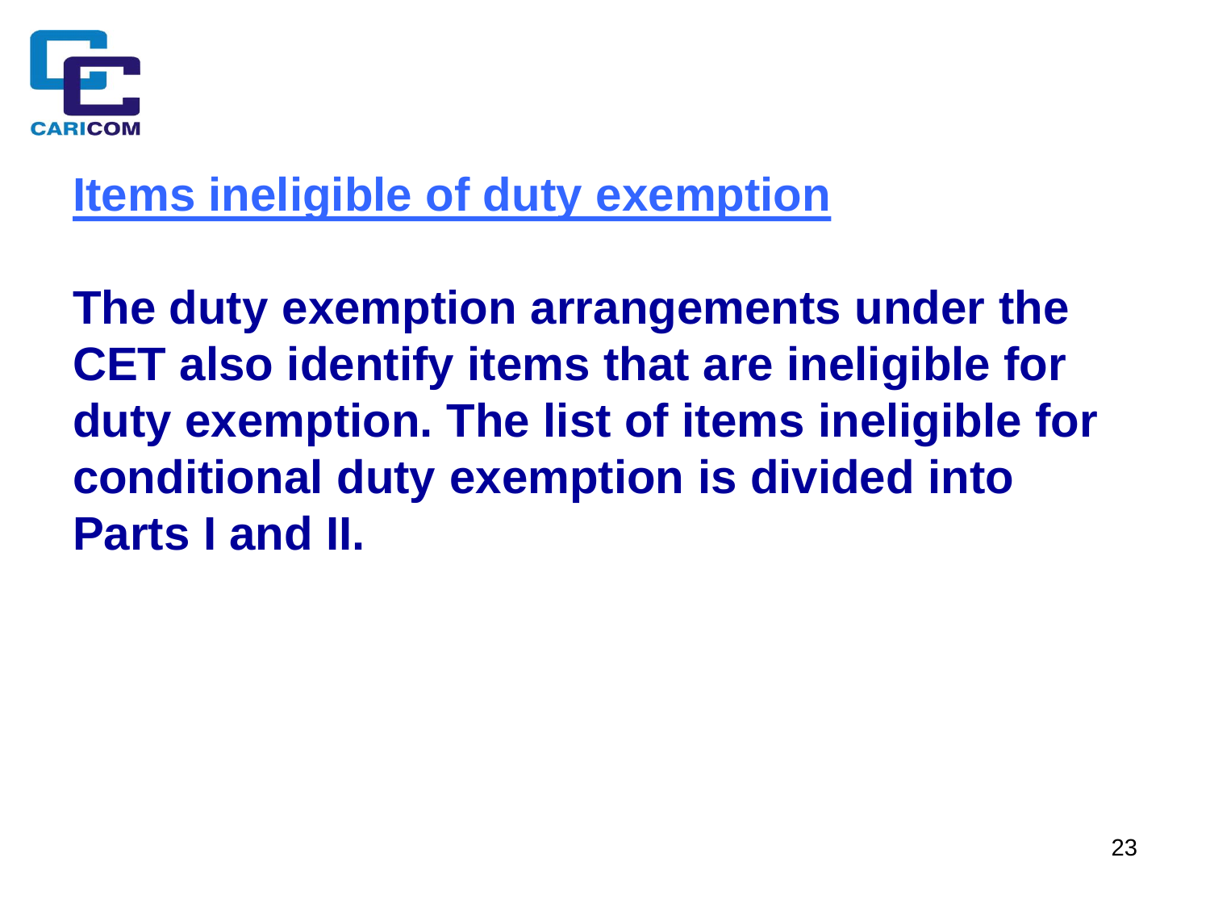## Items ineligible of duty exemption

**The duty exemption arrangements under the CET also identify items that are ineligible for duty exemption. The list of items ineligible for conditional duty exemption is divided into Parts I and II.**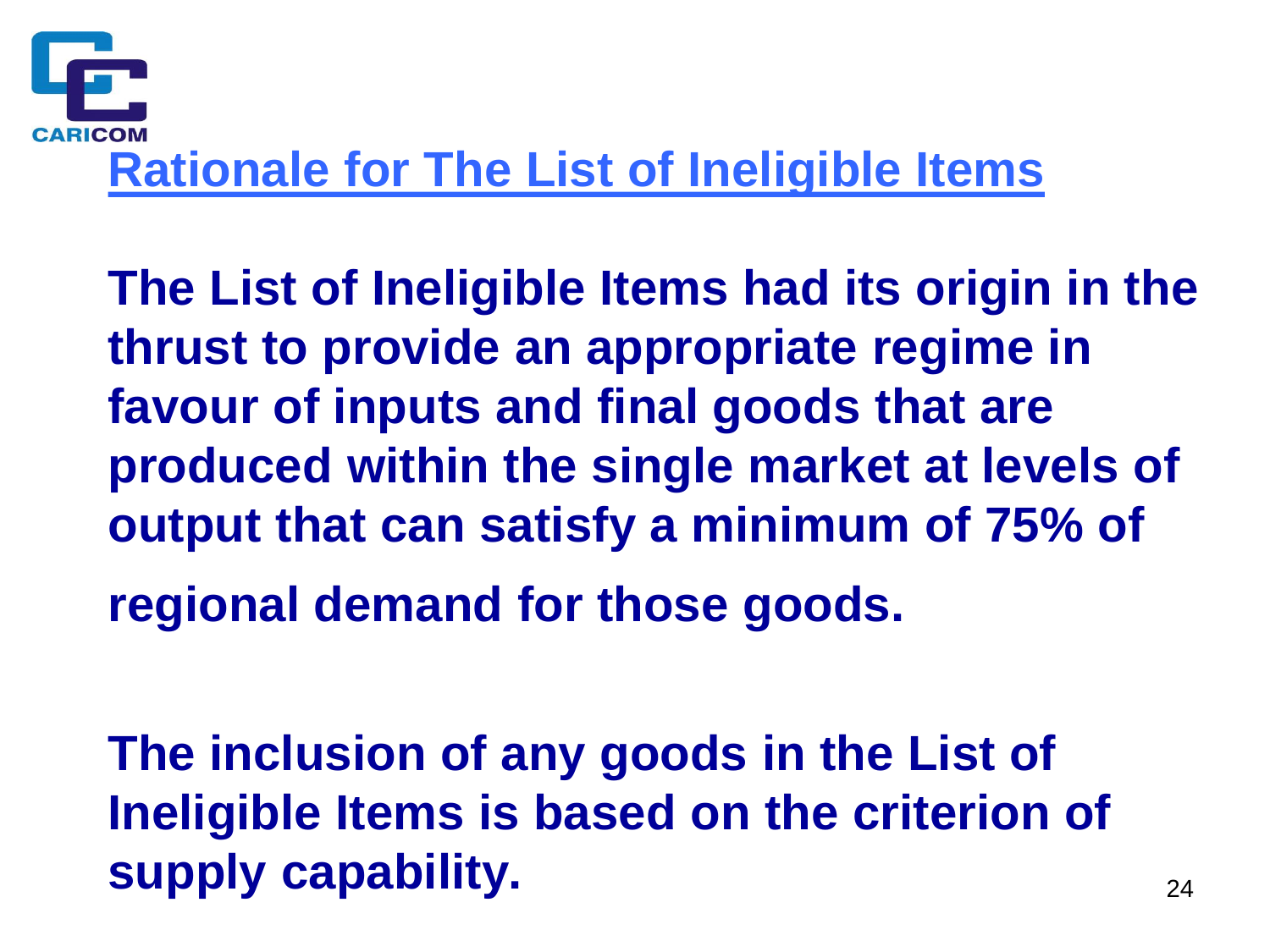## Rationale for The List of Ineligible Items

**The List of Ineligible Items had its origin in the thrust to provide an appropriate regime in favour of inputs and final goods that are produced within the single market at levels of output that can satisfy a minimum of 75% of regional demand for those goods.**

**The inclusion of any goods in the List of Ineligible Items is based on the criterion of supply capability.**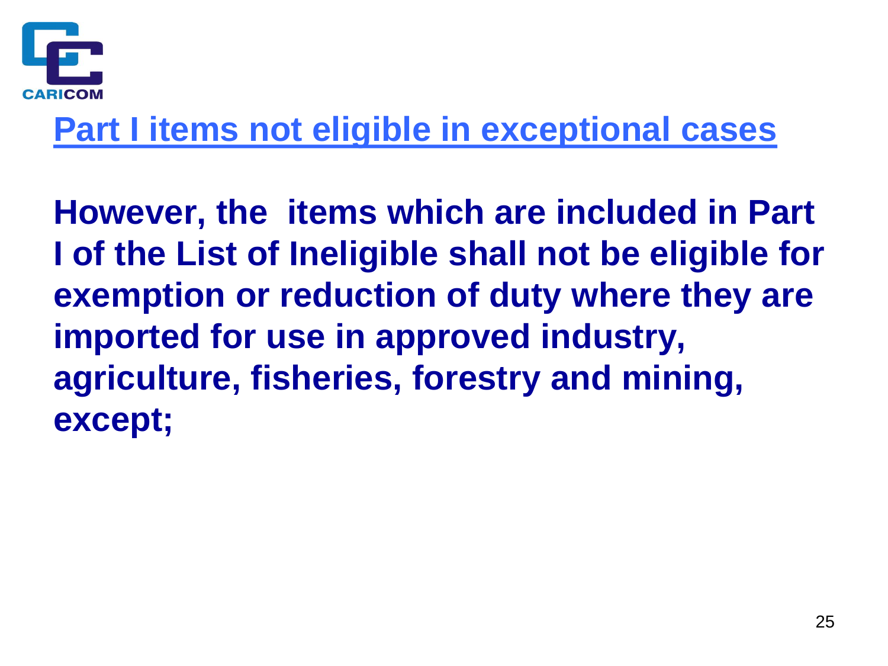## Part I items not eligible in exceptional cases

**However, the items which are included in Part I of the List of Ineligible shall not be eligible for exemption or reduction of duty where they are imported for use in approved industry, agriculture, fisheries, forestry and mining, except;**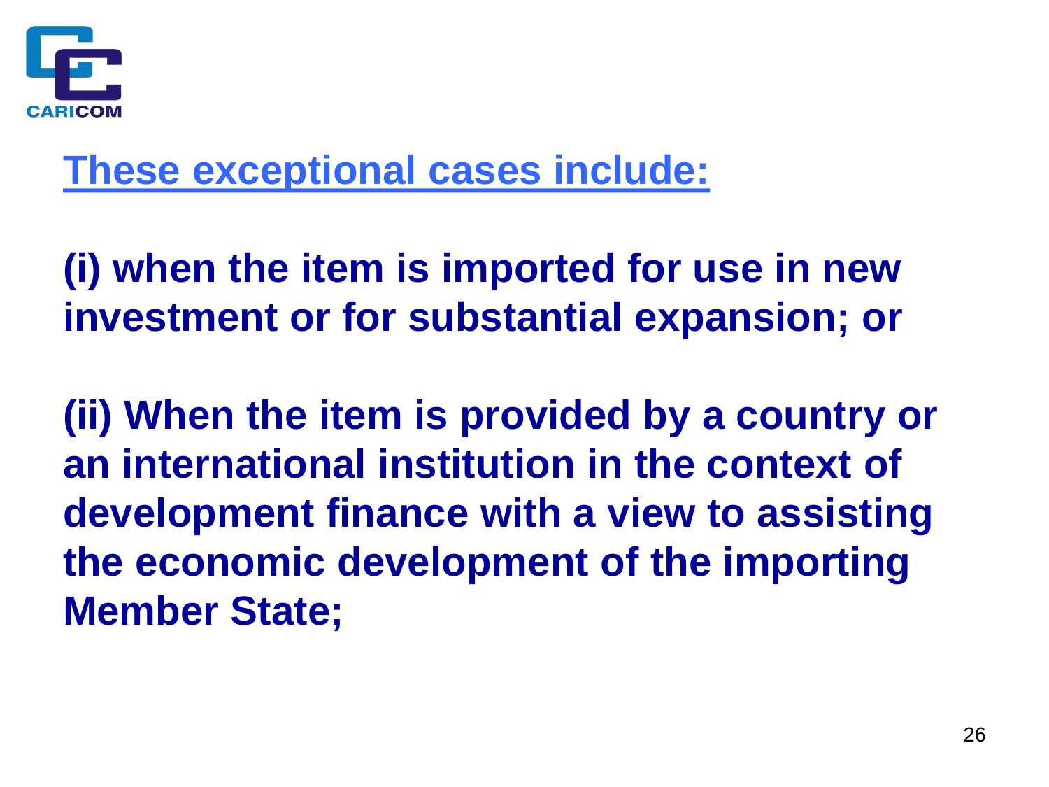## These exceptional cases include:

**(i) when the item is imported for use in new investment or for substantial expansion; or**

**(ii) When the item is provided by a country or an international institution in the context of development finance with a view to assisting the economic development of the importing Member State;**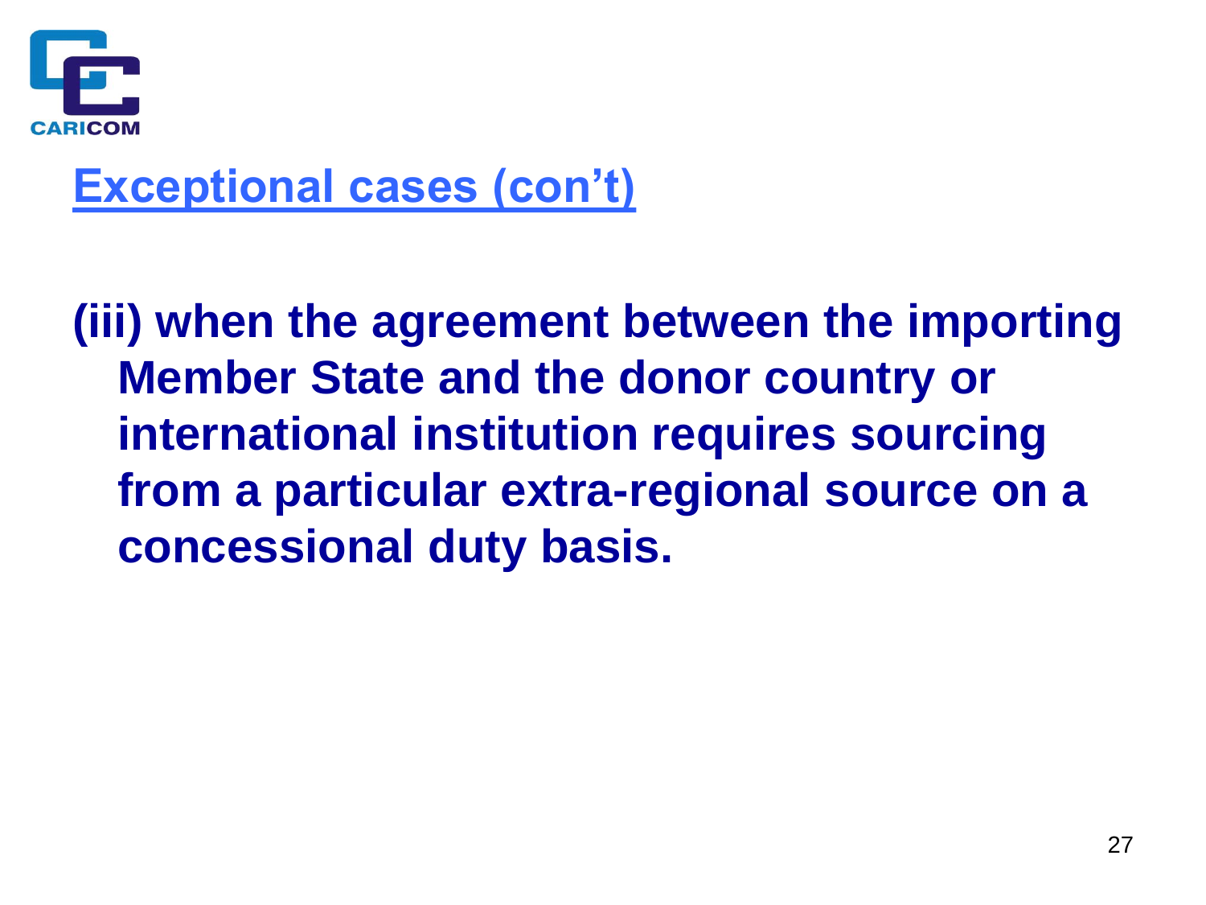## Exceptional cases (con't)

**(iii) when the agreement between the importing Member State and the donor country or international institution requires sourcing from a particular extra-regional source on a concessional duty basis.**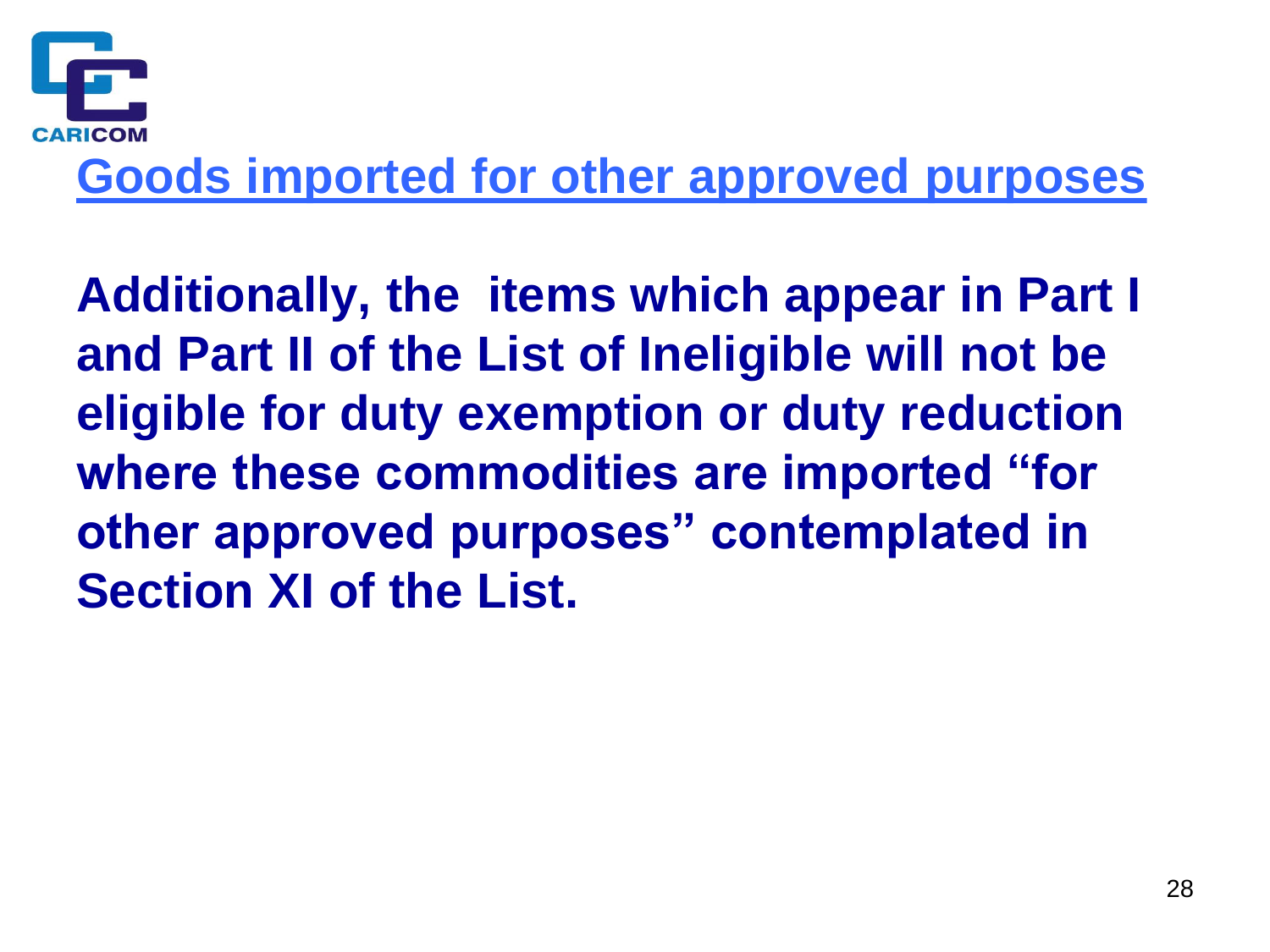## Goods imported for other approved purposes

**Additionally, the items which appear in Part I and Part II of the List of Ineligible will not be eligible for duty exemption or duty reduction where these commodities are imported "for other approved purposes" contemplated in Section XI of the List.**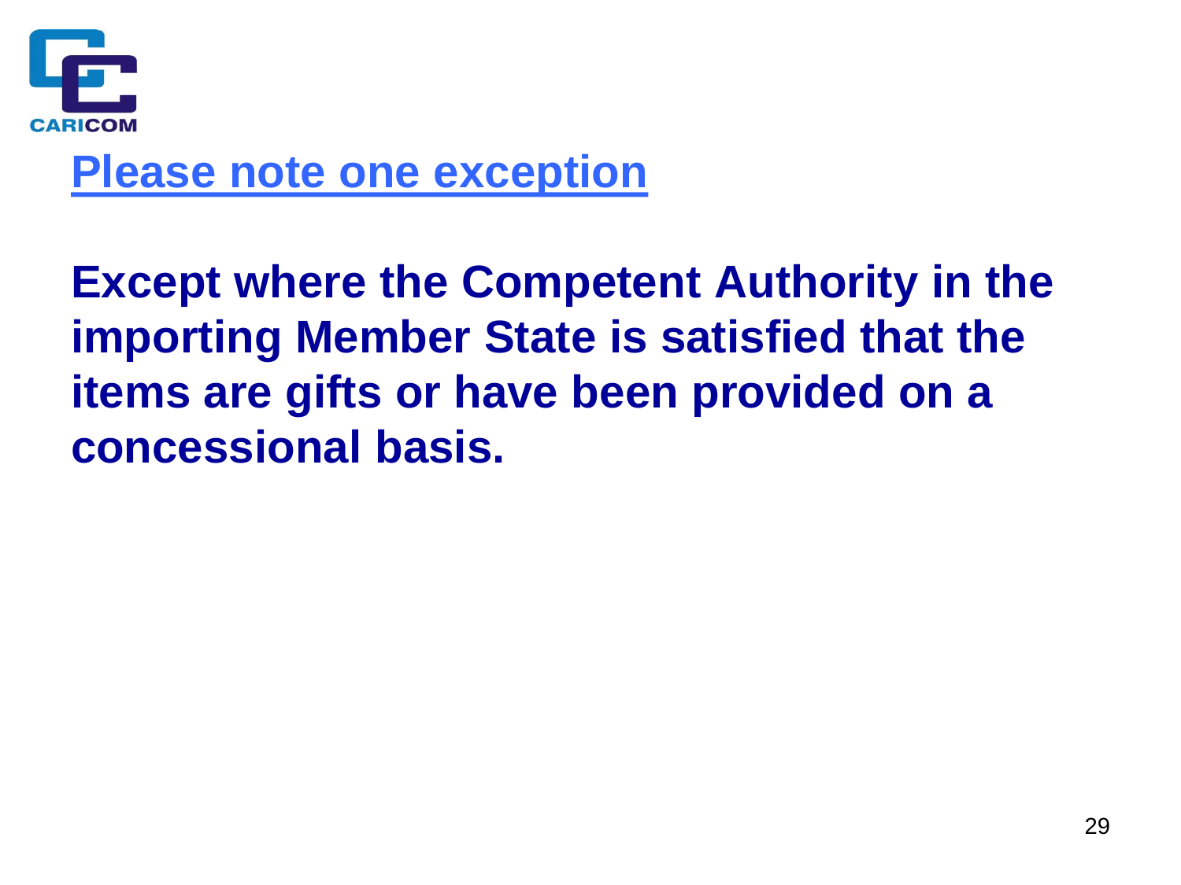## Please note one exception

**Except where the Competent Authority in the importing Member State is satisfied that the items are gifts or have been provided on a concessional basis.**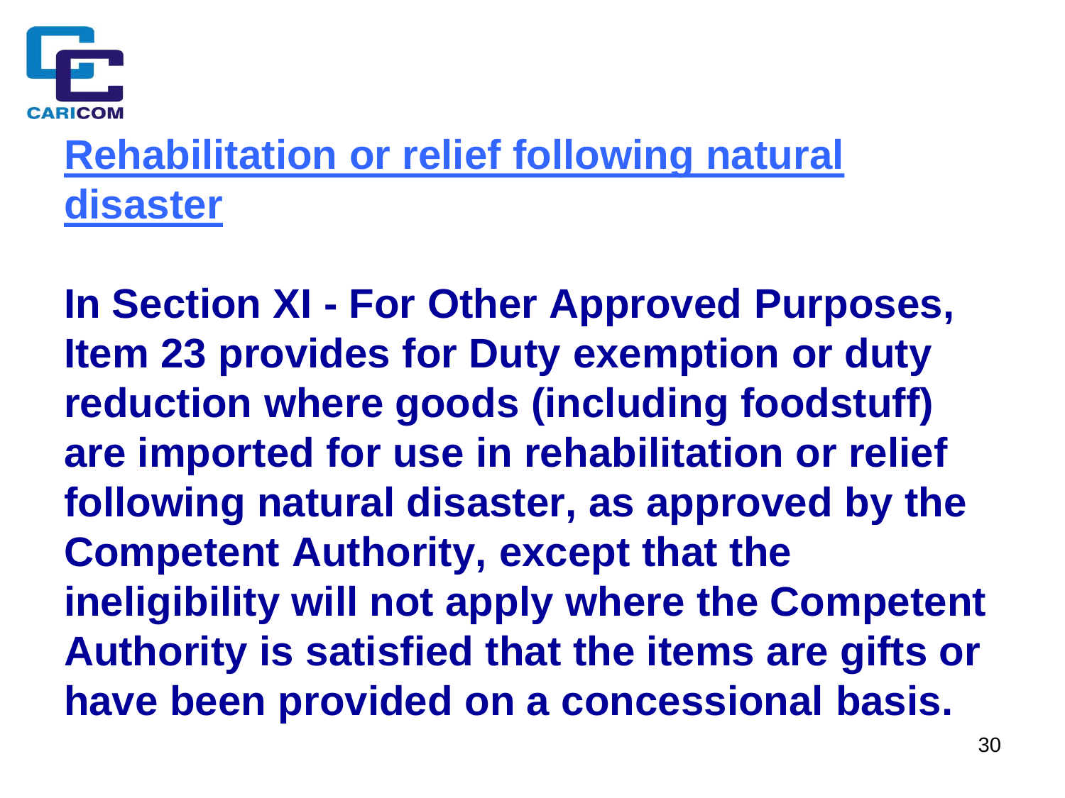## Rehabilitation or relief following natural disaster

**In Section XI - For Other Approved Purposes, Item 23 provides for Duty exemption or duty reduction where goods (including foodstuff) are imported for use in rehabilitation or relief following natural disaster, as approved by the Competent Authority, except that the ineligibility will not apply where the Competent Authority is satisfied that the items are gifts or have been provided on a concessional basis.**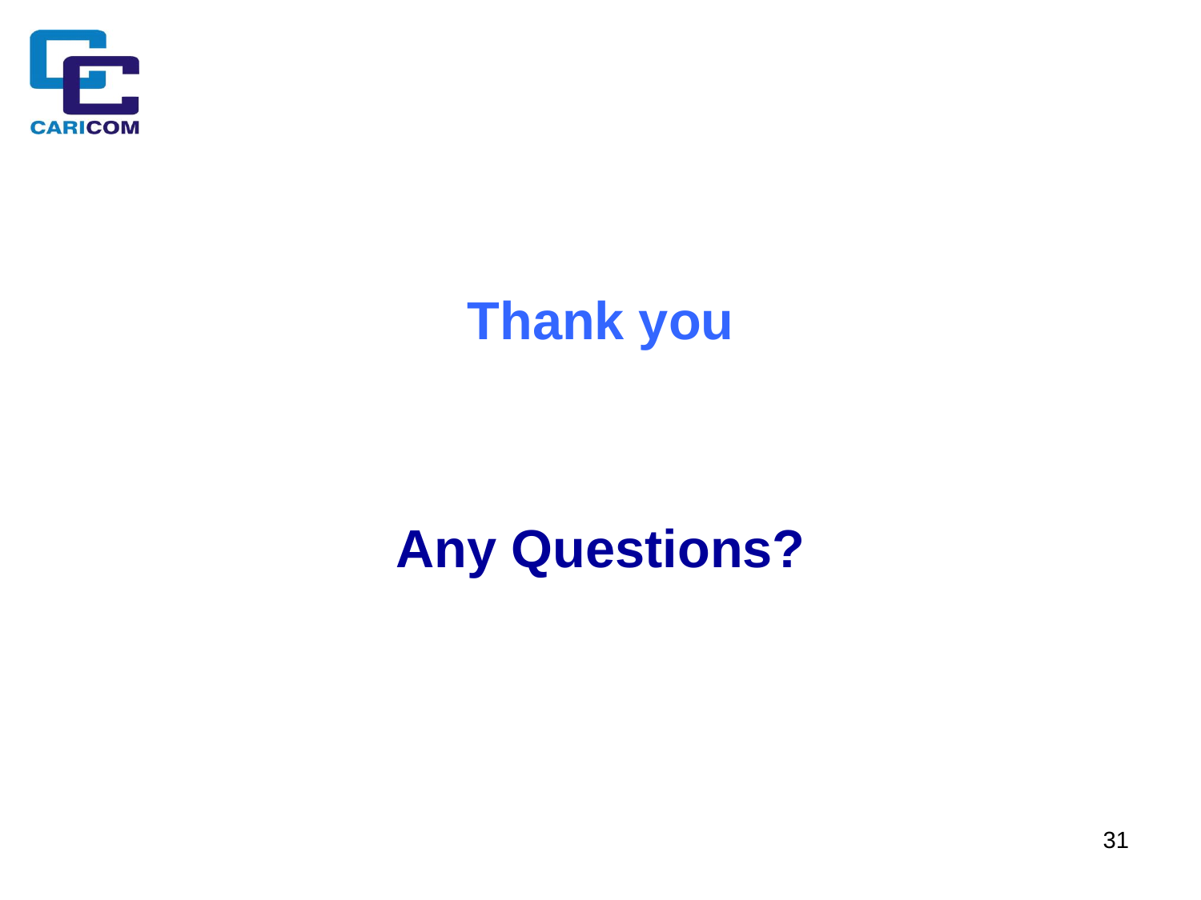CARICOM

# Thank you

# Any Questions?